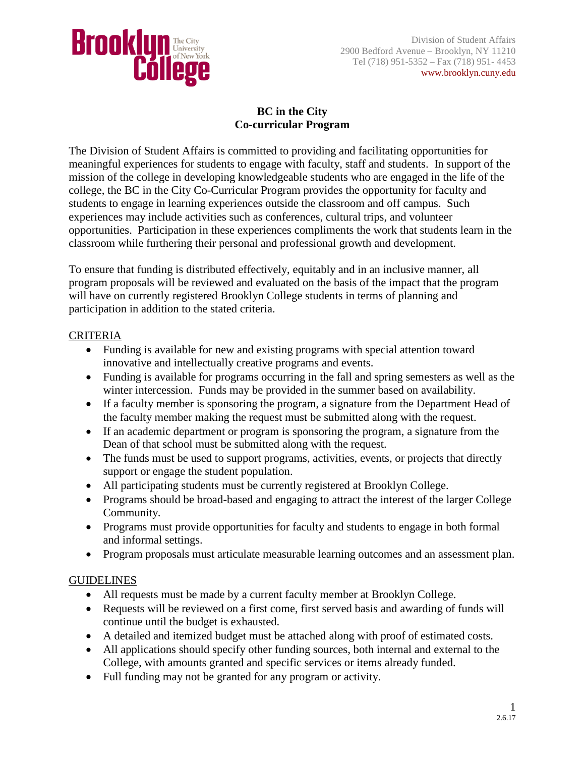Brooklyn College – The City University of New York

Division of Student Affairs
2900 Bedford Avenue – Brooklyn, NY 11210
Tel (718) 951-5352 – Fax (718) 951- 4453
www.brooklyn.cuny.edu

# BC in the City
# Co-curricular Program

The Division of Student Affairs is committed to providing and facilitating opportunities for meaningful experiences for students to engage with faculty, staff and students. In support of the mission of the college in developing knowledgeable students who are engaged in the life of the college, the BC in the City Co-Curricular Program provides the opportunity for faculty and students to engage in learning experiences outside the classroom and off campus. Such experiences may include activities such as conferences, cultural trips, and volunteer opportunities. Participation in these experiences compliments the work that students learn in the classroom while furthering their personal and professional growth and development.

To ensure that funding is distributed effectively, equitably and in an inclusive manner, all program proposals will be reviewed and evaluated on the basis of the impact that the program will have on currently registered Brooklyn College students in terms of planning and participation in addition to the stated criteria.

## CRITERIA

- Funding is available for new and existing programs with special attention toward innovative and intellectually creative programs and events.
- Funding is available for programs occurring in the fall and spring semesters as well as the winter intercession. Funds may be provided in the summer based on availability.
- If a faculty member is sponsoring the program, a signature from the Department Head of the faculty member making the request must be submitted along with the request.
- If an academic department or program is sponsoring the program, a signature from the Dean of that school must be submitted along with the request.
- The funds must be used to support programs, activities, events, or projects that directly support or engage the student population.
- All participating students must be currently registered at Brooklyn College.
- Programs should be broad-based and engaging to attract the interest of the larger College Community.
- Programs must provide opportunities for faculty and students to engage in both formal and informal settings.
- Program proposals must articulate measurable learning outcomes and an assessment plan.

## GUIDELINES

- All requests must be made by a current faculty member at Brooklyn College.
- Requests will be reviewed on a first come, first served basis and awarding of funds will continue until the budget is exhausted.
- A detailed and itemized budget must be attached along with proof of estimated costs.
- All applications should specify other funding sources, both internal and external to the College, with amounts granted and specific services or items already funded.
- Full funding may not be granted for any program or activity.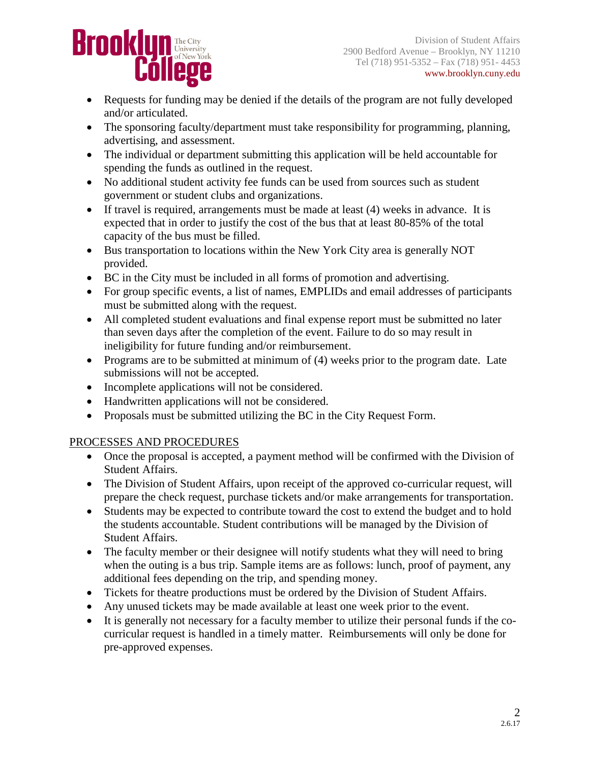- Requests for funding may be denied if the details of the program are not fully developed and/or articulated.
- The sponsoring faculty/department must take responsibility for programming, planning, advertising, and assessment.
- The individual or department submitting this application will be held accountable for spending the funds as outlined in the request.
- No additional student activity fee funds can be used from sources such as student government or student clubs and organizations.
- If travel is required, arrangements must be made at least (4) weeks in advance. It is expected that in order to justify the cost of the bus that at least 80-85% of the total capacity of the bus must be filled.
- Bus transportation to locations within the New York City area is generally NOT provided.
- BC in the City must be included in all forms of promotion and advertising.
- For group specific events, a list of names, EMPLIDs and email addresses of participants must be submitted along with the request.
- All completed student evaluations and final expense report must be submitted no later than seven days after the completion of the event. Failure to do so may result in ineligibility for future funding and/or reimbursement.
- Programs are to be submitted at minimum of (4) weeks prior to the program date. Late submissions will not be accepted.
- Incomplete applications will not be considered.
- Handwritten applications will not be considered.
- Proposals must be submitted utilizing the BC in the City Request Form.

## PROCESSES AND PROCEDURES

- Once the proposal is accepted, a payment method will be confirmed with the Division of Student Affairs.
- The Division of Student Affairs, upon receipt of the approved co-curricular request, will prepare the check request, purchase tickets and/or make arrangements for transportation.
- Students may be expected to contribute toward the cost to extend the budget and to hold the students accountable. Student contributions will be managed by the Division of Student Affairs.
- The faculty member or their designee will notify students what they will need to bring when the outing is a bus trip. Sample items are as follows: lunch, proof of payment, any additional fees depending on the trip, and spending money.
- Tickets for theatre productions must be ordered by the Division of Student Affairs.
- Any unused tickets may be made available at least one week prior to the event.
- It is generally not necessary for a faculty member to utilize their personal funds if the co-curricular request is handled in a timely matter. Reimbursements will only be done for pre-approved expenses.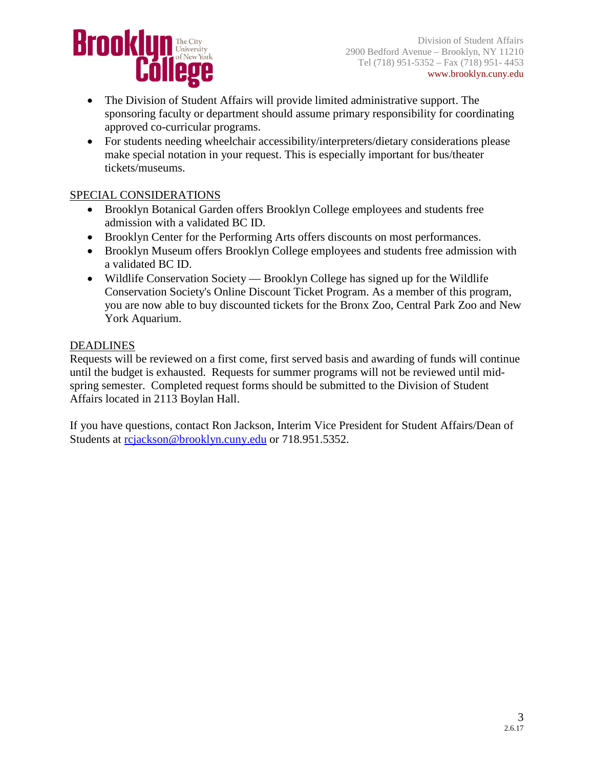- The Division of Student Affairs will provide limited administrative support. The sponsoring faculty or department should assume primary responsibility for coordinating approved co-curricular programs.
- For students needing wheelchair accessibility/interpreters/dietary considerations please make special notation in your request. This is especially important for bus/theater tickets/museums.

## SPECIAL CONSIDERATIONS

- Brooklyn Botanical Garden offers Brooklyn College employees and students free admission with a validated BC ID.
- Brooklyn Center for the Performing Arts offers discounts on most performances.
- Brooklyn Museum offers Brooklyn College employees and students free admission with a validated BC ID.
- Wildlife Conservation Society — Brooklyn College has signed up for the Wildlife Conservation Society's Online Discount Ticket Program. As a member of this program, you are now able to buy discounted tickets for the Bronx Zoo, Central Park Zoo and New York Aquarium.

## DEADLINES

Requests will be reviewed on a first come, first served basis and awarding of funds will continue until the budget is exhausted. Requests for summer programs will not be reviewed until mid-spring semester. Completed request forms should be submitted to the Division of Student Affairs located in 2113 Boylan Hall.

If you have questions, contact Ron Jackson, Interim Vice President for Student Affairs/Dean of Students at rcjackson@brooklyn.cuny.edu or 718.951.5352.